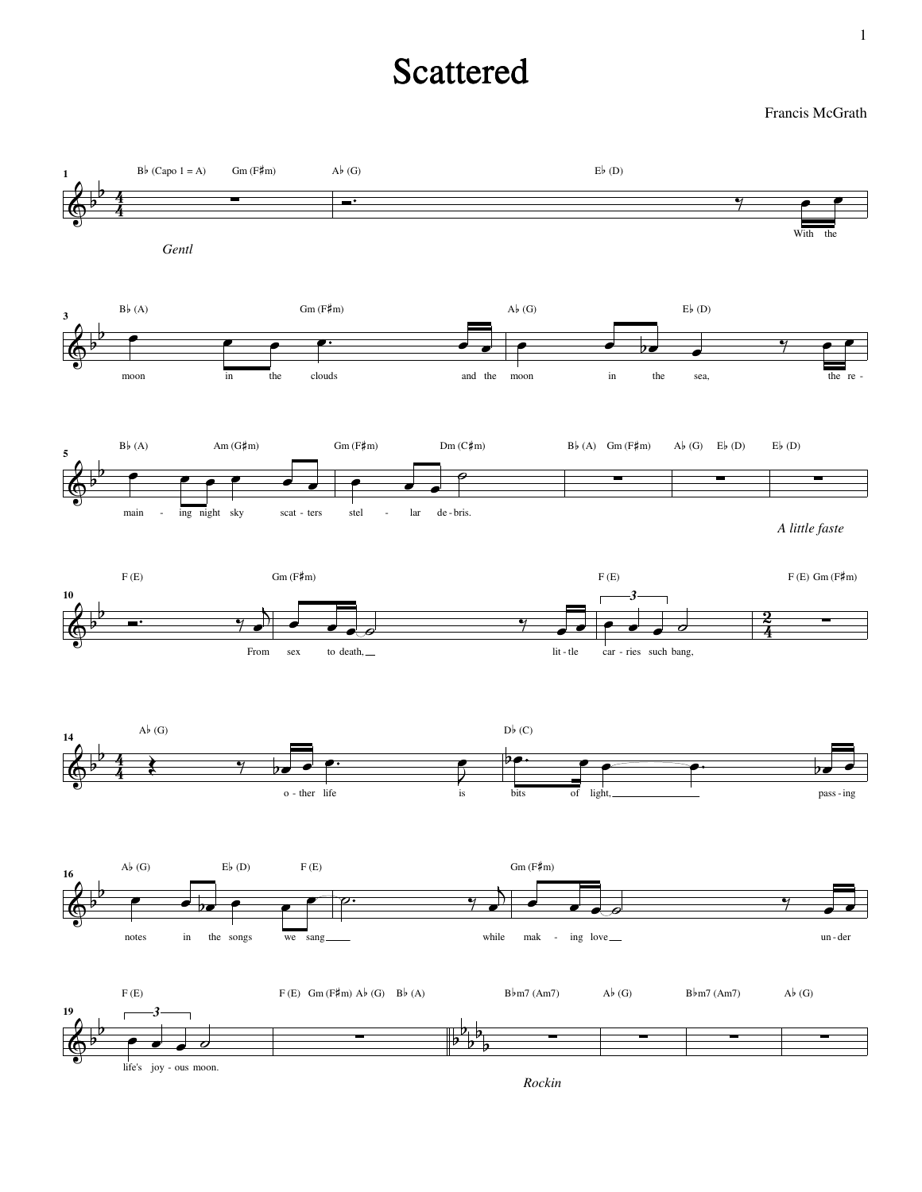# Scattered

Francis McGrath

B♭ (Capo 1 = A) Gm (F♯m) A♭ (G) E♭ (D)

*Gentl*

With the

B♭ (A) Gm (F♯m) A♭ (G) E♭ (D)

moon in the clouds and the moon in the sea, the re -

B♭ (A) Am (G♯m) Gm (F♯m) Dm (C♯m) B♭ (A) Gm (F♯m) A♭ (G) E♭ (D) E♭ (D)

main - ing night sky scat - ters stel - lar de - bris.

*A little faste*

F (E) Gm (F♯m) F (E) F (E) Gm (F♯m)

From sex to death, lit - tle car - ries such bang,

A♭ (G) D♭ (C)

o - ther life is bits of light, pass - ing

A♭ (G) E♭ (D) F (E) Gm (F♯m)

notes in the songs we sang while mak - ing love un - der

F (E) F (E) Gm (F♯m) A♭ (G) B♭ (A) B♭m7 (Am7) A♭ (G) B♭m7 (Am7) A♭ (G)

life's joy - ous moon.

*Rockin*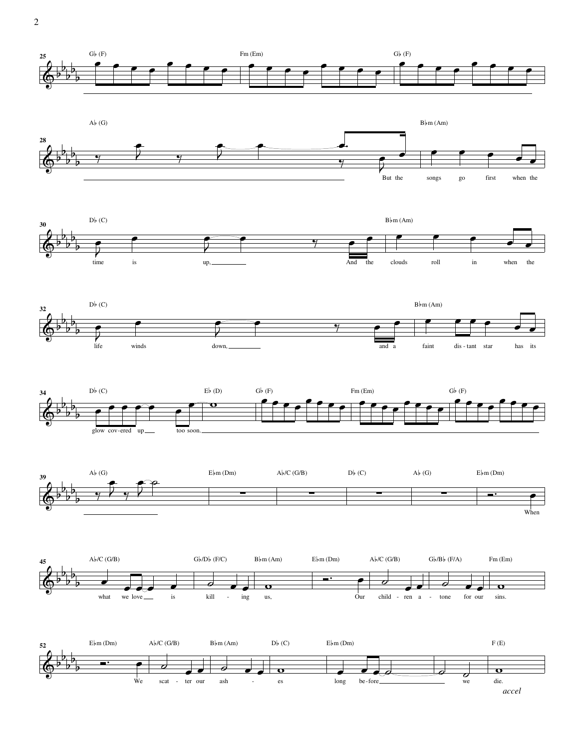**25** G♭ (F) — Fm (Em) — G♭ (F)

**28** A♭ (G) — B♭m (A m)

But the songs go first when the

**30** D♭ (C) — B♭m (Am)

time is up, And the clouds roll in when the

**32** D♭ (C) — B♭m (Am)

life winds down, and a faint dis - tant star has its

**34** D♭ (C) — E♭ (D) — G♭ (F) — Fm (Em) — G♭ (F)

glow cov - ered up too soon.

**39** A♭ (G) — E♭m (Dm) — A♭/C (G/B) — D♭ (C) — A♭ (G) — E♭m (Dm)

When

**45** A♭/C (G/B) — G♭/D♭ (F/C) — B♭m (Am) — E♭m (Dm) — A♭/C (G/B) — G♭/B♭ (F/A) — Fm (Em)

what we love is kill - ing us, Our child - ren a - tone for our sins.

**52** E♭m (Dm) — A♭/C (G/B) — B♭m (Am) — D♭ (C) — E♭m (Dm) — F (E)

We scat - ter our ash - es long be - fore we die.

*accel*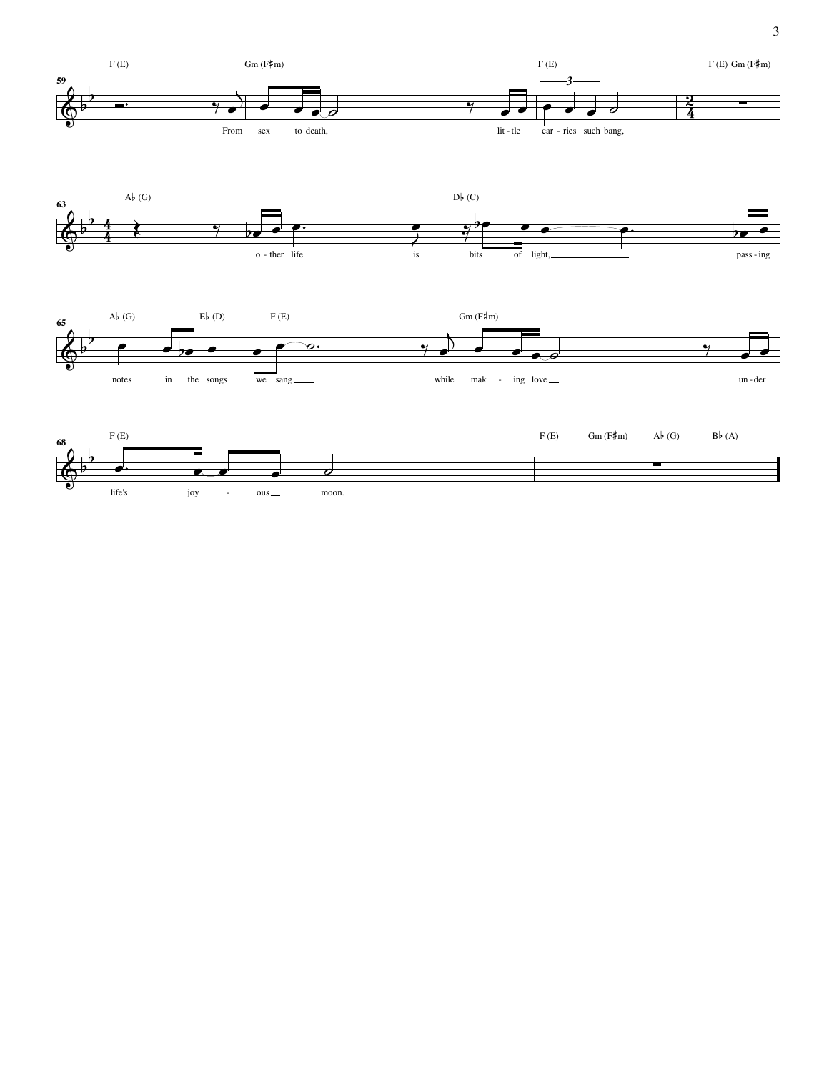59

F (E) Gm (F♯m) F (E) F (E) Gm (F♯m)

From sex to death, lit - tle car - ries such bang,

63

A♭ (G) D♭ (C)

o - ther life is bits of light, pass - ing

65

A♭ (G) E♭ (D) F (E) Gm (F♯m)

notes in the songs we sang while mak - ing love un - der

68

F (E) F (E) Gm (F♯m) A♭ (G) B♭ (A)

life's joy - ous moon.